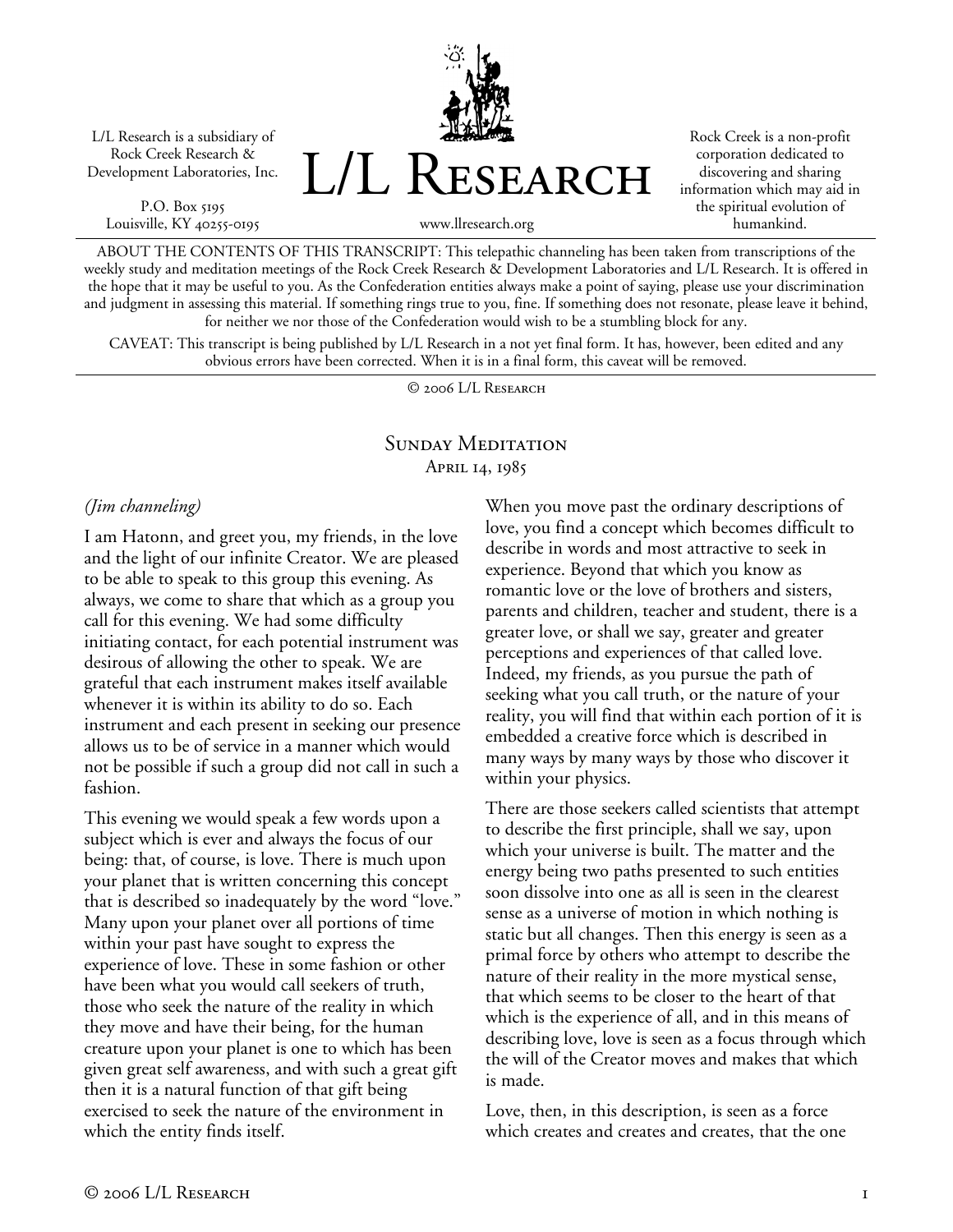L/L Research is a subsidiary of Rock Creek Research & Development Laboratories, Inc.

P.O. Box 5195
Louisville, KY 40255-0195

# L/L Research

www.llresearch.org

Rock Creek is a non-profit corporation dedicated to discovering and sharing information which may aid in the spiritual evolution of humankind.

ABOUT THE CONTENTS OF THIS TRANSCRIPT: This telepathic channeling has been taken from transcriptions of the weekly study and meditation meetings of the Rock Creek Research & Development Laboratories and L/L Research. It is offered in the hope that it may be useful to you. As the Confederation entities always make a point of saying, please use your discrimination and judgment in assessing this material. If something rings true to you, fine. If something does not resonate, please leave it behind, for neither we nor those of the Confederation would wish to be a stumbling block for any.

CAVEAT: This transcript is being published by L/L Research in a not yet final form. It has, however, been edited and any obvious errors have been corrected. When it is in a final form, this caveat will be removed.

© 2006 L/L Research

## Sunday Meditation
April 14, 1985

*(Jim channeling)*

I am Hatonn, and greet you, my friends, in the love and the light of our infinite Creator. We are pleased to be able to speak to this group this evening. As always, we come to share that which as a group you call for this evening. We had some difficulty initiating contact, for each potential instrument was desirous of allowing the other to speak. We are grateful that each instrument makes itself available whenever it is within its ability to do so. Each instrument and each present in seeking our presence allows us to be of service in a manner which would not be possible if such a group did not call in such a fashion.

This evening we would speak a few words upon a subject which is ever and always the focus of our being: that, of course, is love. There is much upon your planet that is written concerning this concept that is described so inadequately by the word "love." Many upon your planet over all portions of time within your past have sought to express the experience of love. These in some fashion or other have been what you would call seekers of truth, those who seek the nature of the reality in which they move and have their being, for the human creature upon your planet is one to which has been given great self awareness, and with such a great gift then it is a natural function of that gift being exercised to seek the nature of the environment in which the entity finds itself.

When you move past the ordinary descriptions of love, you find a concept which becomes difficult to describe in words and most attractive to seek in experience. Beyond that which you know as romantic love or the love of brothers and sisters, parents and children, teacher and student, there is a greater love, or shall we say, greater and greater perceptions and experiences of that called love. Indeed, my friends, as you pursue the path of seeking what you call truth, or the nature of your reality, you will find that within each portion of it is embedded a creative force which is described in many ways by many ways by those who discover it within your physics.

There are those seekers called scientists that attempt to describe the first principle, shall we say, upon which your universe is built. The matter and the energy being two paths presented to such entities soon dissolve into one as all is seen in the clearest sense as a universe of motion in which nothing is static but all changes. Then this energy is seen as a primal force by others who attempt to describe the nature of their reality in the more mystical sense, that which seems to be closer to the heart of that which is the experience of all, and in this means of describing love, love is seen as a focus through which the will of the Creator moves and makes that which is made.

Love, then, in this description, is seen as a force which creates and creates and creates, that the one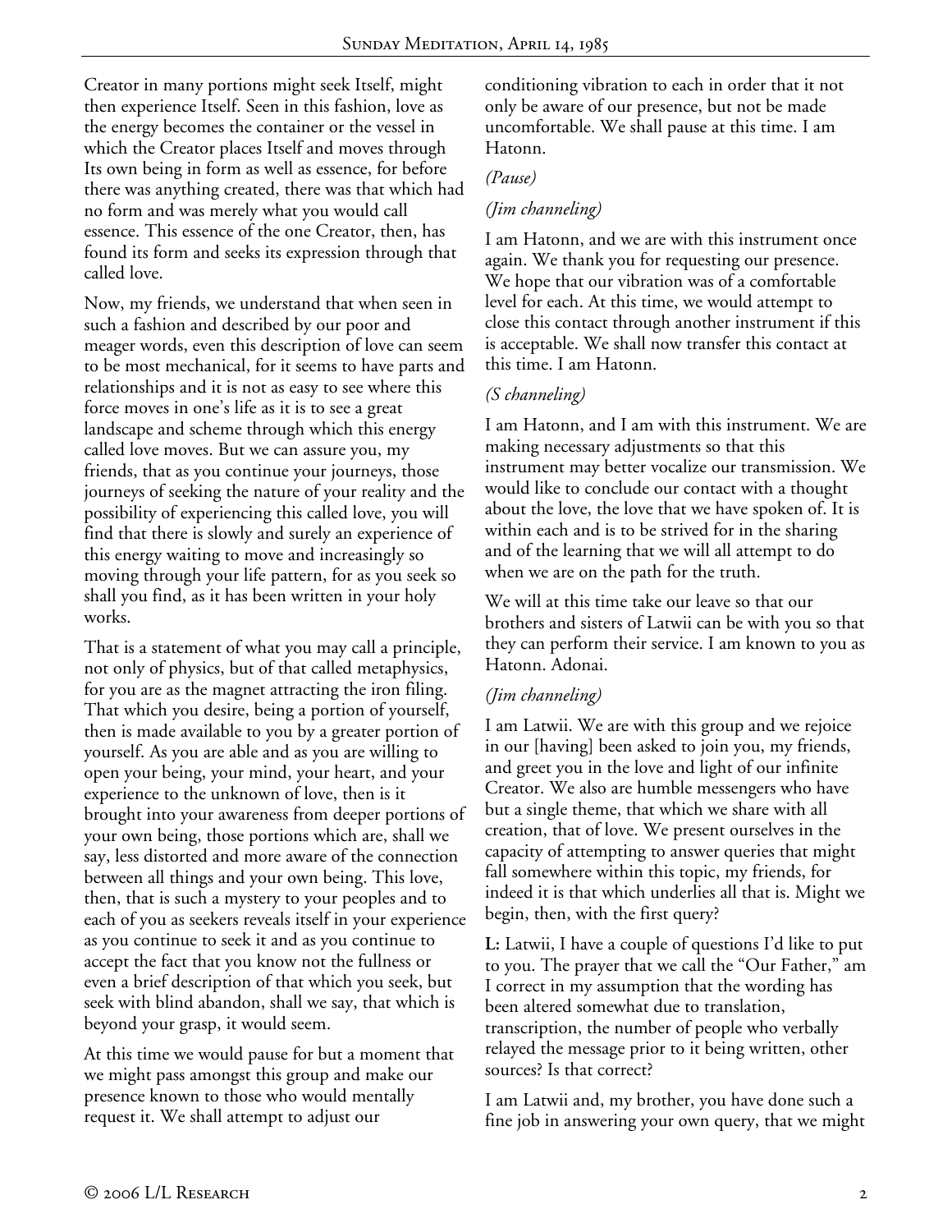Creator in many portions might seek Itself, might then experience Itself. Seen in this fashion, love as the energy becomes the container or the vessel in which the Creator places Itself and moves through Its own being in form as well as essence, for before there was anything created, there was that which had no form and was merely what you would call essence. This essence of the one Creator, then, has found its form and seeks its expression through that called love.

Now, my friends, we understand that when seen in such a fashion and described by our poor and meager words, even this description of love can seem to be most mechanical, for it seems to have parts and relationships and it is not as easy to see where this force moves in one's life as it is to see a great landscape and scheme through which this energy called love moves. But we can assure you, my friends, that as you continue your journeys, those journeys of seeking the nature of your reality and the possibility of experiencing this called love, you will find that there is slowly and surely an experience of this energy waiting to move and increasingly so moving through your life pattern, for as you seek so shall you find, as it has been written in your holy works.

That is a statement of what you may call a principle, not only of physics, but of that called metaphysics, for you are as the magnet attracting the iron filing. That which you desire, being a portion of yourself, then is made available to you by a greater portion of yourself. As you are able and as you are willing to open your being, your mind, your heart, and your experience to the unknown of love, then is it brought into your awareness from deeper portions of your own being, those portions which are, shall we say, less distorted and more aware of the connection between all things and your own being. This love, then, that is such a mystery to your peoples and to each of you as seekers reveals itself in your experience as you continue to seek it and as you continue to accept the fact that you know not the fullness or even a brief description of that which you seek, but seek with blind abandon, shall we say, that which is beyond your grasp, it would seem.

At this time we would pause for but a moment that we might pass amongst this group and make our presence known to those who would mentally request it. We shall attempt to adjust our conditioning vibration to each in order that it not only be aware of our presence, but not be made uncomfortable. We shall pause at this time. I am Hatonn.

*(Pause)*

*(Jim channeling)*

I am Hatonn, and we are with this instrument once again. We thank you for requesting our presence. We hope that our vibration was of a comfortable level for each. At this time, we would attempt to close this contact through another instrument if this is acceptable. We shall now transfer this contact at this time. I am Hatonn.

*(S channeling)*

I am Hatonn, and I am with this instrument. We are making necessary adjustments so that this instrument may better vocalize our transmission. We would like to conclude our contact with a thought about the love, the love that we have spoken of. It is within each and is to be strived for in the sharing and of the learning that we will all attempt to do when we are on the path for the truth.

We will at this time take our leave so that our brothers and sisters of Latwii can be with you so that they can perform their service. I am known to you as Hatonn. Adonai.

*(Jim channeling)*

I am Latwii. We are with this group and we rejoice in our [having] been asked to join you, my friends, and greet you in the love and light of our infinite Creator. We also are humble messengers who have but a single theme, that which we share with all creation, that of love. We present ourselves in the capacity of attempting to answer queries that might fall somewhere within this topic, my friends, for indeed it is that which underlies all that is. Might we begin, then, with the first query?

**L:** Latwii, I have a couple of questions I'd like to put to you. The prayer that we call the "Our Father," am I correct in my assumption that the wording has been altered somewhat due to translation, transcription, the number of people who verbally relayed the message prior to it being written, other sources? Is that correct?

I am Latwii and, my brother, you have done such a fine job in answering your own query, that we might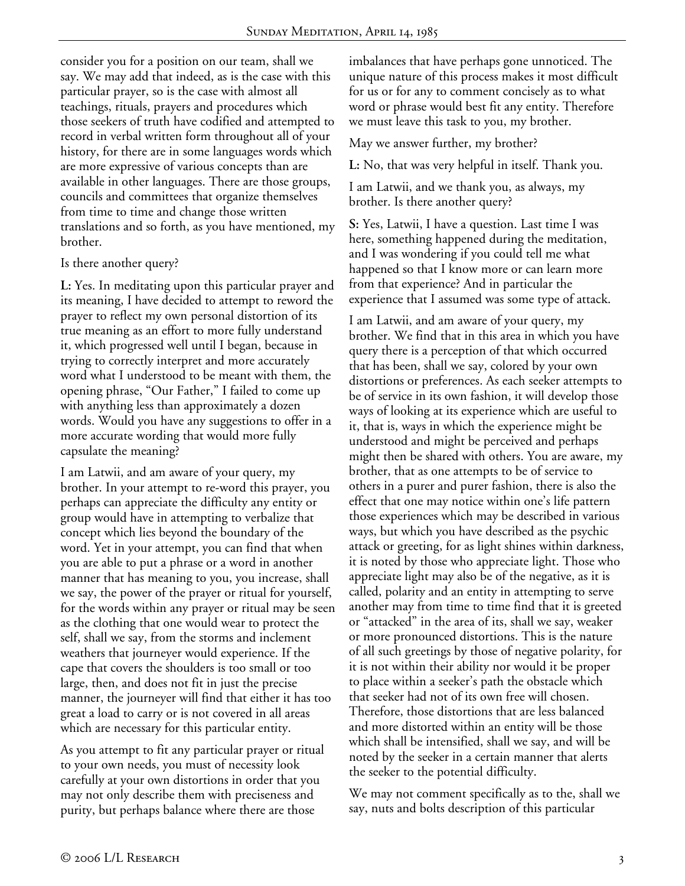consider you for a position on our team, shall we say. We may add that indeed, as is the case with this particular prayer, so is the case with almost all teachings, rituals, prayers and procedures which those seekers of truth have codified and attempted to record in verbal written form throughout all of your history, for there are in some languages words which are more expressive of various concepts than are available in other languages. There are those groups, councils and committees that organize themselves from time to time and change those written translations and so forth, as you have mentioned, my brother.

Is there another query?

**L:** Yes. In meditating upon this particular prayer and its meaning, I have decided to attempt to reword the prayer to reflect my own personal distortion of its true meaning as an effort to more fully understand it, which progressed well until I began, because in trying to correctly interpret and more accurately word what I understood to be meant with them, the opening phrase, "Our Father," I failed to come up with anything less than approximately a dozen words. Would you have any suggestions to offer in a more accurate wording that would more fully capsulate the meaning?

I am Latwii, and am aware of your query, my brother. In your attempt to re-word this prayer, you perhaps can appreciate the difficulty any entity or group would have in attempting to verbalize that concept which lies beyond the boundary of the word. Yet in your attempt, you can find that when you are able to put a phrase or a word in another manner that has meaning to you, you increase, shall we say, the power of the prayer or ritual for yourself, for the words within any prayer or ritual may be seen as the clothing that one would wear to protect the self, shall we say, from the storms and inclement weathers that journeyer would experience. If the cape that covers the shoulders is too small or too large, then, and does not fit in just the precise manner, the journeyer will find that either it has too great a load to carry or is not covered in all areas which are necessary for this particular entity.

As you attempt to fit any particular prayer or ritual to your own needs, you must of necessity look carefully at your own distortions in order that you may not only describe them with preciseness and purity, but perhaps balance where there are those imbalances that have perhaps gone unnoticed. The unique nature of this process makes it most difficult for us or for any to comment concisely as to what word or phrase would best fit any entity. Therefore we must leave this task to you, my brother.

May we answer further, my brother?

**L:** No, that was very helpful in itself. Thank you.

I am Latwii, and we thank you, as always, my brother. Is there another query?

**S:** Yes, Latwii, I have a question. Last time I was here, something happened during the meditation, and I was wondering if you could tell me what happened so that I know more or can learn more from that experience? And in particular the experience that I assumed was some type of attack.

I am Latwii, and am aware of your query, my brother. We find that in this area in which you have query there is a perception of that which occurred that has been, shall we say, colored by your own distortions or preferences. As each seeker attempts to be of service in its own fashion, it will develop those ways of looking at its experience which are useful to it, that is, ways in which the experience might be understood and might be perceived and perhaps might then be shared with others. You are aware, my brother, that as one attempts to be of service to others in a purer and purer fashion, there is also the effect that one may notice within one's life pattern those experiences which may be described in various ways, but which you have described as the psychic attack or greeting, for as light shines within darkness, it is noted by those who appreciate light. Those who appreciate light may also be of the negative, as it is called, polarity and an entity in attempting to serve another may from time to time find that it is greeted or "attacked" in the area of its, shall we say, weaker or more pronounced distortions. This is the nature of all such greetings by those of negative polarity, for it is not within their ability nor would it be proper to place within a seeker's path the obstacle which that seeker had not of its own free will chosen. Therefore, those distortions that are less balanced and more distorted within an entity will be those which shall be intensified, shall we say, and will be noted by the seeker in a certain manner that alerts the seeker to the potential difficulty.

We may not comment specifically as to the, shall we say, nuts and bolts description of this particular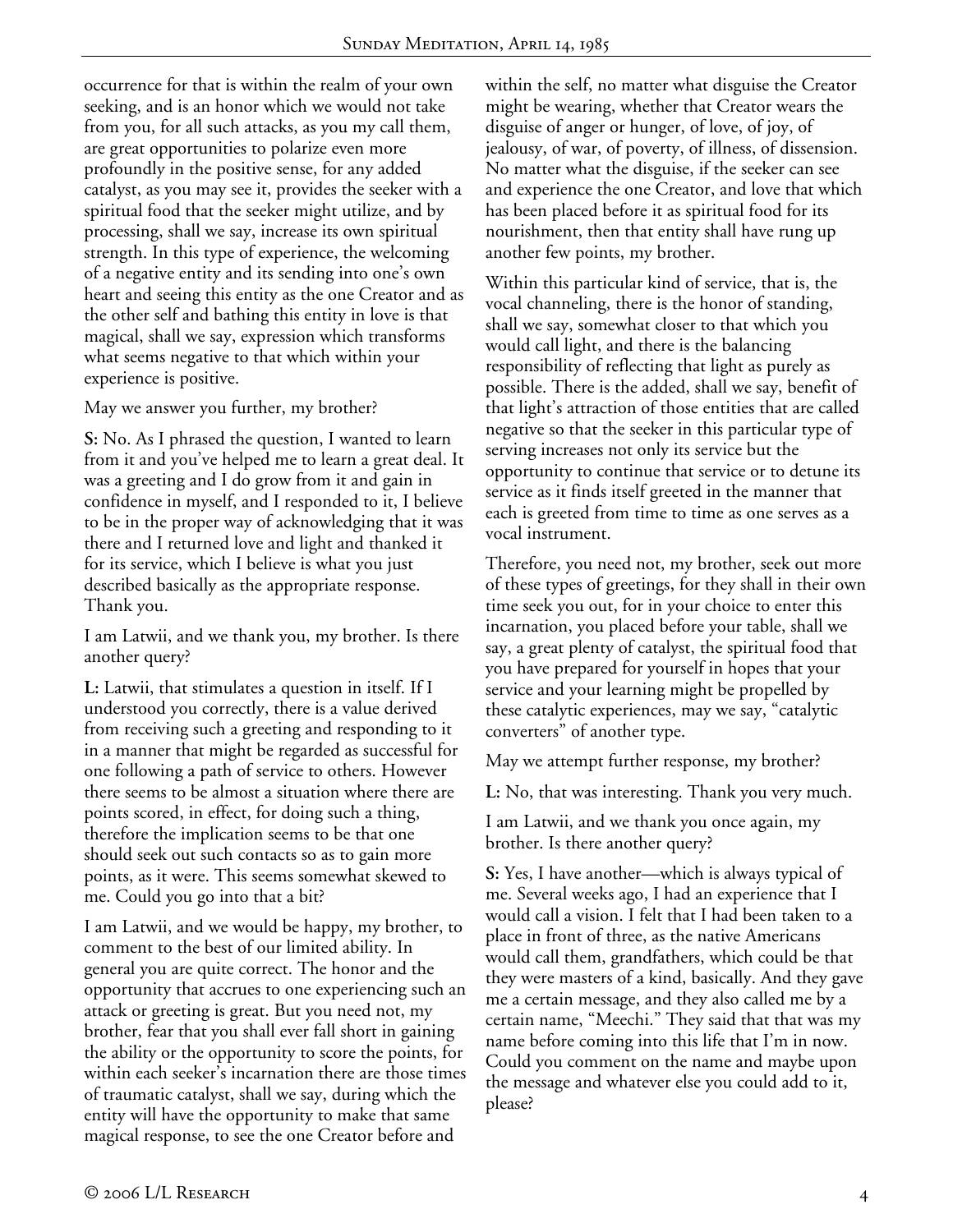occurrence for that is within the realm of your own seeking, and is an honor which we would not take from you, for all such attacks, as you my call them, are great opportunities to polarize even more profoundly in the positive sense, for any added catalyst, as you may see it, provides the seeker with a spiritual food that the seeker might utilize, and by processing, shall we say, increase its own spiritual strength. In this type of experience, the welcoming of a negative entity and its sending into one's own heart and seeing this entity as the one Creator and as the other self and bathing this entity in love is that magical, shall we say, expression which transforms what seems negative to that which within your experience is positive.

May we answer you further, my brother?

**S:** No. As I phrased the question, I wanted to learn from it and you've helped me to learn a great deal. It was a greeting and I do grow from it and gain in confidence in myself, and I responded to it, I believe to be in the proper way of acknowledging that it was there and I returned love and light and thanked it for its service, which I believe is what you just described basically as the appropriate response. Thank you.

I am Latwii, and we thank you, my brother. Is there another query?

**L:** Latwii, that stimulates a question in itself. If I understood you correctly, there is a value derived from receiving such a greeting and responding to it in a manner that might be regarded as successful for one following a path of service to others. However there seems to be almost a situation where there are points scored, in effect, for doing such a thing, therefore the implication seems to be that one should seek out such contacts so as to gain more points, as it were. This seems somewhat skewed to me. Could you go into that a bit?

I am Latwii, and we would be happy, my brother, to comment to the best of our limited ability. In general you are quite correct. The honor and the opportunity that accrues to one experiencing such an attack or greeting is great. But you need not, my brother, fear that you shall ever fall short in gaining the ability or the opportunity to score the points, for within each seeker's incarnation there are those times of traumatic catalyst, shall we say, during which the entity will have the opportunity to make that same magical response, to see the one Creator before and within the self, no matter what disguise the Creator might be wearing, whether that Creator wears the disguise of anger or hunger, of love, of joy, of jealousy, of war, of poverty, of illness, of dissension. No matter what the disguise, if the seeker can see and experience the one Creator, and love that which has been placed before it as spiritual food for its nourishment, then that entity shall have rung up another few points, my brother.

Within this particular kind of service, that is, the vocal channeling, there is the honor of standing, shall we say, somewhat closer to that which you would call light, and there is the balancing responsibility of reflecting that light as purely as possible. There is the added, shall we say, benefit of that light's attraction of those entities that are called negative so that the seeker in this particular type of serving increases not only its service but the opportunity to continue that service or to detune its service as it finds itself greeted in the manner that each is greeted from time to time as one serves as a vocal instrument.

Therefore, you need not, my brother, seek out more of these types of greetings, for they shall in their own time seek you out, for in your choice to enter this incarnation, you placed before your table, shall we say, a great plenty of catalyst, the spiritual food that you have prepared for yourself in hopes that your service and your learning might be propelled by these catalytic experiences, may we say, "catalytic converters" of another type.

May we attempt further response, my brother?

**L:** No, that was interesting. Thank you very much.

I am Latwii, and we thank you once again, my brother. Is there another query?

**S:** Yes, I have another—which is always typical of me. Several weeks ago, I had an experience that I would call a vision. I felt that I had been taken to a place in front of three, as the native Americans would call them, grandfathers, which could be that they were masters of a kind, basically. And they gave me a certain message, and they also called me by a certain name, "Meechi." They said that that was my name before coming into this life that I'm in now. Could you comment on the name and maybe upon the message and whatever else you could add to it, please?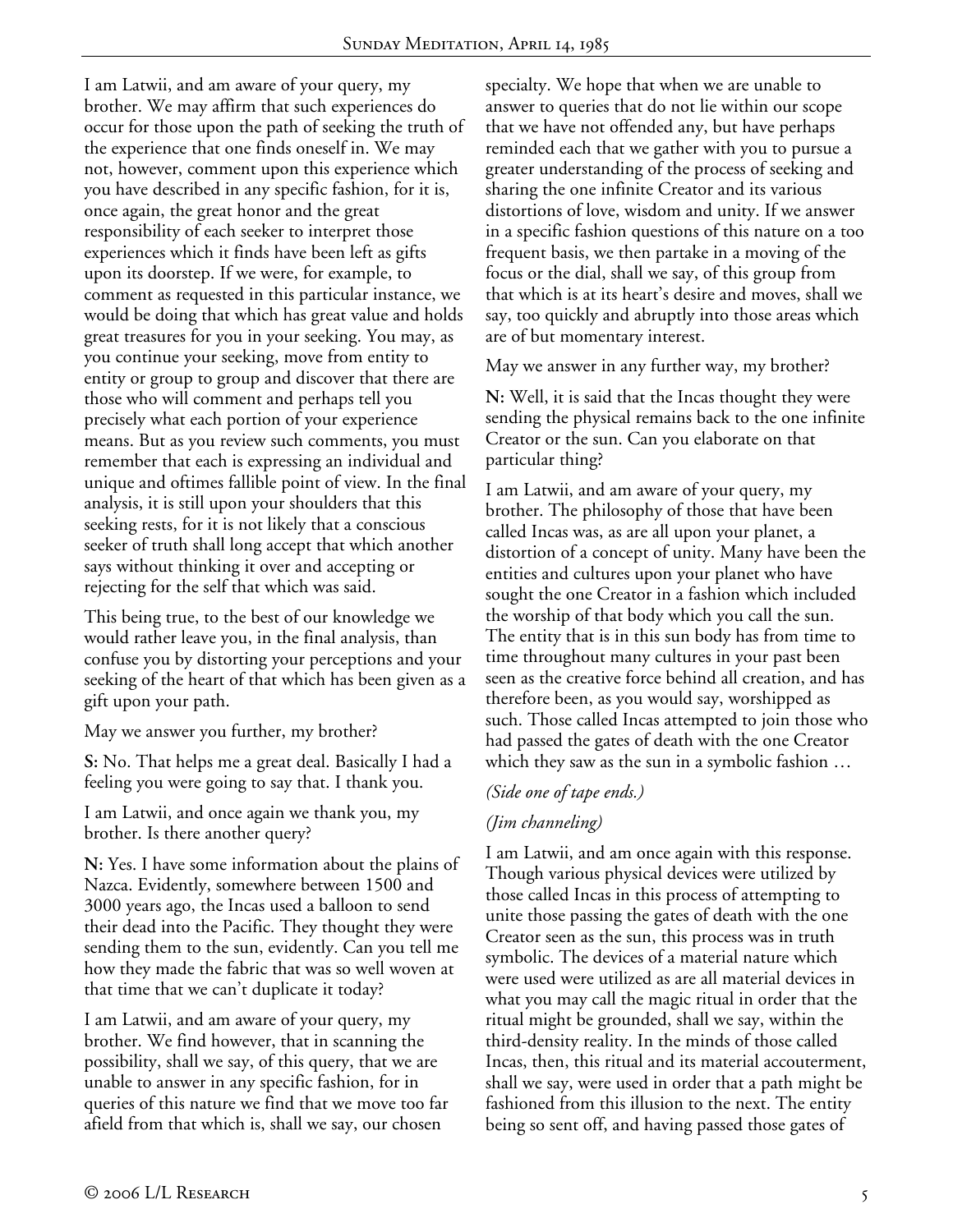I am Latwii, and am aware of your query, my brother. We may affirm that such experiences do occur for those upon the path of seeking the truth of the experience that one finds oneself in. We may not, however, comment upon this experience which you have described in any specific fashion, for it is, once again, the great honor and the great responsibility of each seeker to interpret those experiences which it finds have been left as gifts upon its doorstep. If we were, for example, to comment as requested in this particular instance, we would be doing that which has great value and holds great treasures for you in your seeking. You may, as you continue your seeking, move from entity to entity or group to group and discover that there are those who will comment and perhaps tell you precisely what each portion of your experience means. But as you review such comments, you must remember that each is expressing an individual and unique and oftimes fallible point of view. In the final analysis, it is still upon your shoulders that this seeking rests, for it is not likely that a conscious seeker of truth shall long accept that which another says without thinking it over and accepting or rejecting for the self that which was said.

This being true, to the best of our knowledge we would rather leave you, in the final analysis, than confuse you by distorting your perceptions and your seeking of the heart of that which has been given as a gift upon your path.

May we answer you further, my brother?

**S:** No. That helps me a great deal. Basically I had a feeling you were going to say that. I thank you.

I am Latwii, and once again we thank you, my brother. Is there another query?

**N:** Yes. I have some information about the plains of Nazca. Evidently, somewhere between 1500 and 3000 years ago, the Incas used a balloon to send their dead into the Pacific. They thought they were sending them to the sun, evidently. Can you tell me how they made the fabric that was so well woven at that time that we can't duplicate it today?

I am Latwii, and am aware of your query, my brother. We find however, that in scanning the possibility, shall we say, of this query, that we are unable to answer in any specific fashion, for in queries of this nature we find that we move too far afield from that which is, shall we say, our chosen specialty. We hope that when we are unable to answer to queries that do not lie within our scope that we have not offended any, but have perhaps reminded each that we gather with you to pursue a greater understanding of the process of seeking and sharing the one infinite Creator and its various distortions of love, wisdom and unity. If we answer in a specific fashion questions of this nature on a too frequent basis, we then partake in a moving of the focus or the dial, shall we say, of this group from that which is at its heart's desire and moves, shall we say, too quickly and abruptly into those areas which are of but momentary interest.

May we answer in any further way, my brother?

**N:** Well, it is said that the Incas thought they were sending the physical remains back to the one infinite Creator or the sun. Can you elaborate on that particular thing?

I am Latwii, and am aware of your query, my brother. The philosophy of those that have been called Incas was, as are all upon your planet, a distortion of a concept of unity. Many have been the entities and cultures upon your planet who have sought the one Creator in a fashion which included the worship of that body which you call the sun. The entity that is in this sun body has from time to time throughout many cultures in your past been seen as the creative force behind all creation, and has therefore been, as you would say, worshipped as such. Those called Incas attempted to join those who had passed the gates of death with the one Creator which they saw as the sun in a symbolic fashion …

*(Side one of tape ends.)*

*(Jim channeling)*

I am Latwii, and am once again with this response. Though various physical devices were utilized by those called Incas in this process of attempting to unite those passing the gates of death with the one Creator seen as the sun, this process was in truth symbolic. The devices of a material nature which were used were utilized as are all material devices in what you may call the magic ritual in order that the ritual might be grounded, shall we say, within the third-density reality. In the minds of those called Incas, then, this ritual and its material accouterment, shall we say, were used in order that a path might be fashioned from this illusion to the next. The entity being so sent off, and having passed those gates of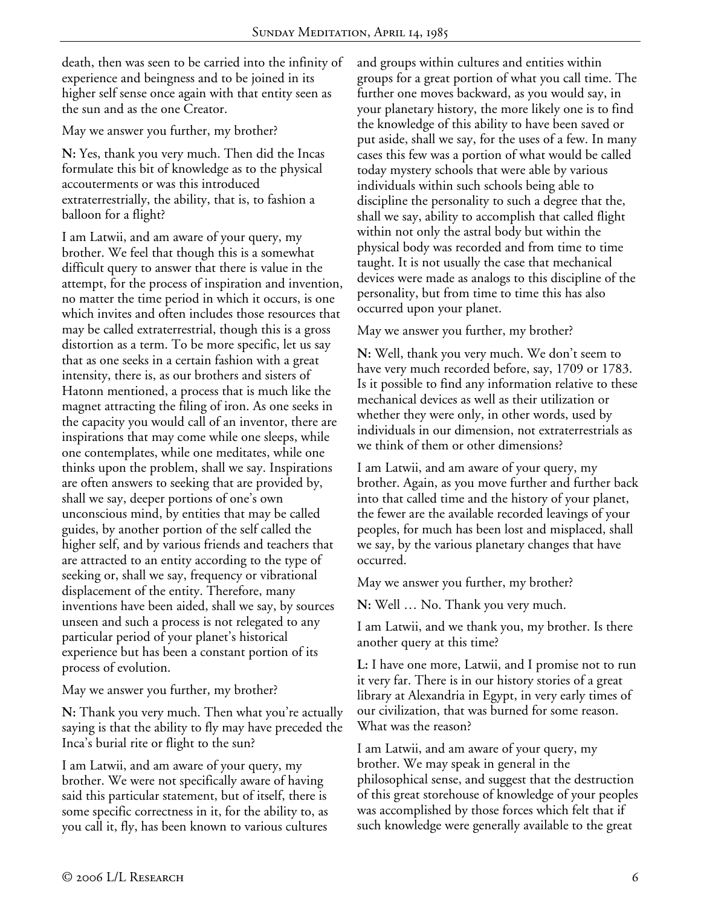death, then was seen to be carried into the infinity of experience and beingness and to be joined in its higher self sense once again with that entity seen as the sun and as the one Creator.

May we answer you further, my brother?

**N:** Yes, thank you very much. Then did the Incas formulate this bit of knowledge as to the physical accouterments or was this introduced extraterrestrially, the ability, that is, to fashion a balloon for a flight?

I am Latwii, and am aware of your query, my brother. We feel that though this is a somewhat difficult query to answer that there is value in the attempt, for the process of inspiration and invention, no matter the time period in which it occurs, is one which invites and often includes those resources that may be called extraterrestrial, though this is a gross distortion as a term. To be more specific, let us say that as one seeks in a certain fashion with a great intensity, there is, as our brothers and sisters of Hatonn mentioned, a process that is much like the magnet attracting the filing of iron. As one seeks in the capacity you would call of an inventor, there are inspirations that may come while one sleeps, while one contemplates, while one meditates, while one thinks upon the problem, shall we say. Inspirations are often answers to seeking that are provided by, shall we say, deeper portions of one's own unconscious mind, by entities that may be called guides, by another portion of the self called the higher self, and by various friends and teachers that are attracted to an entity according to the type of seeking or, shall we say, frequency or vibrational displacement of the entity. Therefore, many inventions have been aided, shall we say, by sources unseen and such a process is not relegated to any particular period of your planet's historical experience but has been a constant portion of its process of evolution.

May we answer you further, my brother?

**N:** Thank you very much. Then what you're actually saying is that the ability to fly may have preceded the Inca's burial rite or flight to the sun?

I am Latwii, and am aware of your query, my brother. We were not specifically aware of having said this particular statement, but of itself, there is some specific correctness in it, for the ability to, as you call it, fly, has been known to various cultures and groups within cultures and entities within groups for a great portion of what you call time. The further one moves backward, as you would say, in your planetary history, the more likely one is to find the knowledge of this ability to have been saved or put aside, shall we say, for the uses of a few. In many cases this few was a portion of what would be called today mystery schools that were able by various individuals within such schools being able to discipline the personality to such a degree that the, shall we say, ability to accomplish that called flight within not only the astral body but within the physical body was recorded and from time to time taught. It is not usually the case that mechanical devices were made as analogs to this discipline of the personality, but from time to time this has also occurred upon your planet.

May we answer you further, my brother?

**N:** Well, thank you very much. We don't seem to have very much recorded before, say, 1709 or 1783. Is it possible to find any information relative to these mechanical devices as well as their utilization or whether they were only, in other words, used by individuals in our dimension, not extraterrestrials as we think of them or other dimensions?

I am Latwii, and am aware of your query, my brother. Again, as you move further and further back into that called time and the history of your planet, the fewer are the available recorded leavings of your peoples, for much has been lost and misplaced, shall we say, by the various planetary changes that have occurred.

May we answer you further, my brother?

**N:** Well … No. Thank you very much.

I am Latwii, and we thank you, my brother. Is there another query at this time?

**L:** I have one more, Latwii, and I promise not to run it very far. There is in our history stories of a great library at Alexandria in Egypt, in very early times of our civilization, that was burned for some reason. What was the reason?

I am Latwii, and am aware of your query, my brother. We may speak in general in the philosophical sense, and suggest that the destruction of this great storehouse of knowledge of your peoples was accomplished by those forces which felt that if such knowledge were generally available to the great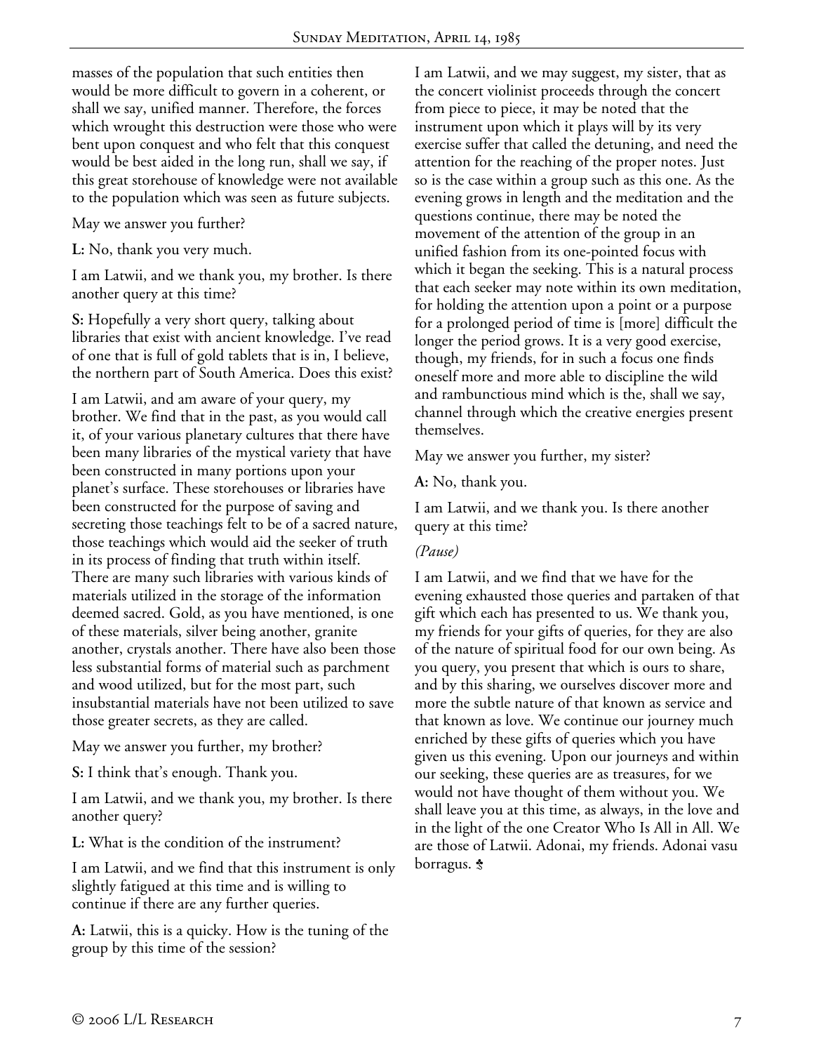masses of the population that such entities then would be more difficult to govern in a coherent, or shall we say, unified manner. Therefore, the forces which wrought this destruction were those who were bent upon conquest and who felt that this conquest would be best aided in the long run, shall we say, if this great storehouse of knowledge were not available to the population which was seen as future subjects.

May we answer you further?

**L:** No, thank you very much.

I am Latwii, and we thank you, my brother. Is there another query at this time?

**S:** Hopefully a very short query, talking about libraries that exist with ancient knowledge. I've read of one that is full of gold tablets that is in, I believe, the northern part of South America. Does this exist?

I am Latwii, and am aware of your query, my brother. We find that in the past, as you would call it, of your various planetary cultures that there have been many libraries of the mystical variety that have been constructed in many portions upon your planet's surface. These storehouses or libraries have been constructed for the purpose of saving and secreting those teachings felt to be of a sacred nature, those teachings which would aid the seeker of truth in its process of finding that truth within itself. There are many such libraries with various kinds of materials utilized in the storage of the information deemed sacred. Gold, as you have mentioned, is one of these materials, silver being another, granite another, crystals another. There have also been those less substantial forms of material such as parchment and wood utilized, but for the most part, such insubstantial materials have not been utilized to save those greater secrets, as they are called.

May we answer you further, my brother?

**S:** I think that's enough. Thank you.

I am Latwii, and we thank you, my brother. Is there another query?

**L:** What is the condition of the instrument?

I am Latwii, and we find that this instrument is only slightly fatigued at this time and is willing to continue if there are any further queries.

**A:** Latwii, this is a quicky. How is the tuning of the group by this time of the session?

I am Latwii, and we may suggest, my sister, that as the concert violinist proceeds through the concert from piece to piece, it may be noted that the instrument upon which it plays will by its very exercise suffer that called the detuning, and need the attention for the reaching of the proper notes. Just so is the case within a group such as this one. As the evening grows in length and the meditation and the questions continue, there may be noted the movement of the attention of the group in an unified fashion from its one-pointed focus with which it began the seeking. This is a natural process that each seeker may note within its own meditation, for holding the attention upon a point or a purpose for a prolonged period of time is [more] difficult the longer the period grows. It is a very good exercise, though, my friends, for in such a focus one finds oneself more and more able to discipline the wild and rambunctious mind which is the, shall we say, channel through which the creative energies present themselves.

May we answer you further, my sister?

**A:** No, thank you.

I am Latwii, and we thank you. Is there another query at this time?

*(Pause)*

I am Latwii, and we find that we have for the evening exhausted those queries and partaken of that gift which each has presented to us. We thank you, my friends for your gifts of queries, for they are also of the nature of spiritual food for our own being. As you query, you present that which is ours to share, and by this sharing, we ourselves discover more and more the subtle nature of that known as service and that known as love. We continue our journey much enriched by these gifts of queries which you have given us this evening. Upon our journeys and within our seeking, these queries are as treasures, for we would not have thought of them without you. We shall leave you at this time, as always, in the love and in the light of the one Creator Who Is All in All. We are those of Latwii. Adonai, my friends. Adonai vasu borragus.